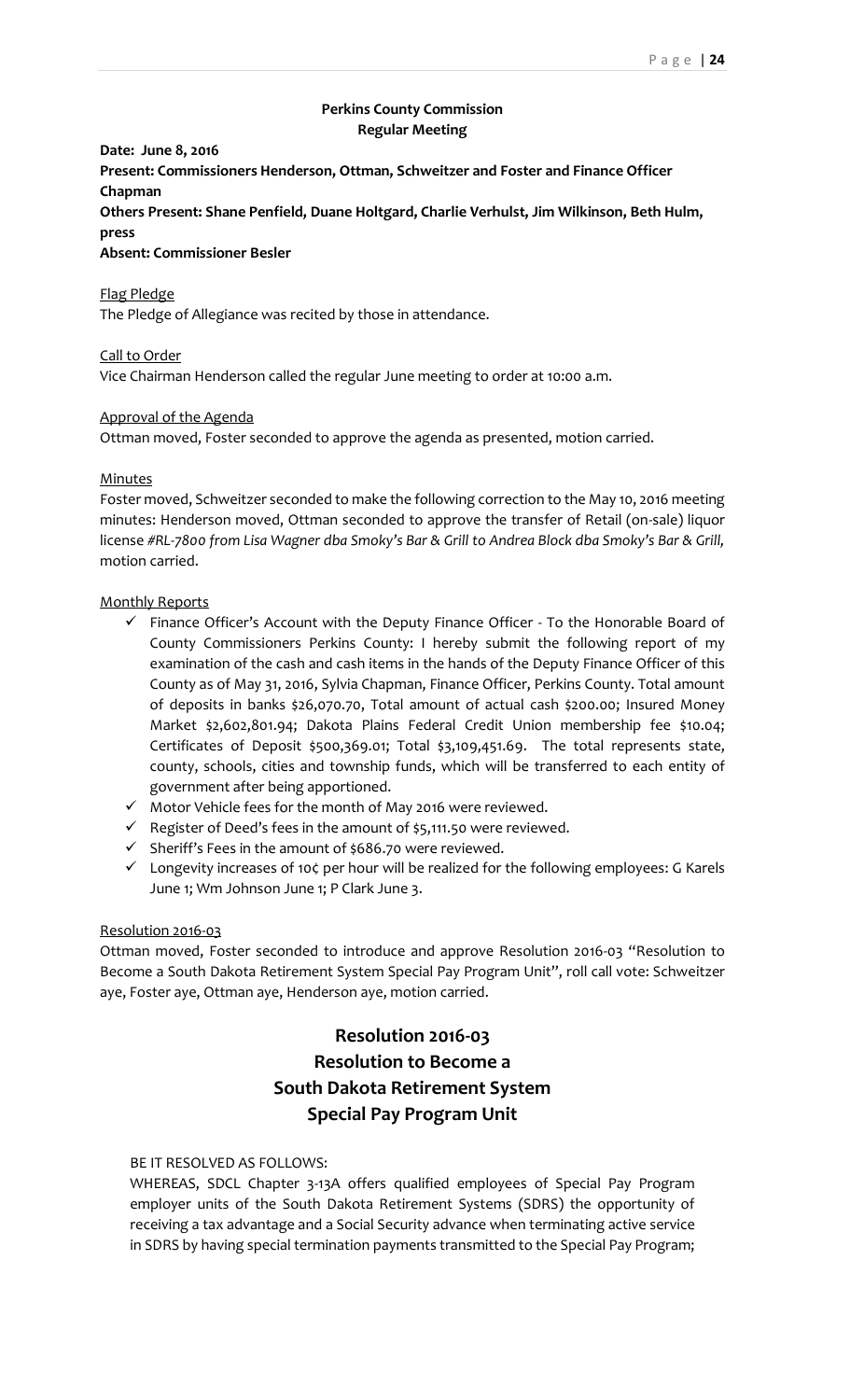## Perkins County Commission
### Regular Meeting

**Date: June 8, 2016**
**Present: Commissioners Henderson, Ottman, Schweitzer and Foster and Finance Officer Chapman**
**Others Present: Shane Penfield, Duane Holtgard, Charlie Verhulst, Jim Wilkinson, Beth Hulm, press**
**Absent: Commissioner Besler**

Flag Pledge
The Pledge of Allegiance was recited by those in attendance.

Call to Order
Vice Chairman Henderson called the regular June meeting to order at 10:00 a.m.

Approval of the Agenda
Ottman moved, Foster seconded to approve the agenda as presented, motion carried.

Minutes
Foster moved, Schweitzer seconded to make the following correction to the May 10, 2016 meeting minutes: Henderson moved, Ottman seconded to approve the transfer of Retail (on-sale) liquor license *#RL-7800 from Lisa Wagner dba Smoky's Bar & Grill to Andrea Block dba Smoky's Bar & Grill,* motion carried.

Monthly Reports

- ✓ Finance Officer's Account with the Deputy Finance Officer - To the Honorable Board of County Commissioners Perkins County: I hereby submit the following report of my examination of the cash and cash items in the hands of the Deputy Finance Officer of this County as of May 31, 2016, Sylvia Chapman, Finance Officer, Perkins County. Total amount of deposits in banks $26,070.70, Total amount of actual cash $200.00; Insured Money Market $2,602,801.94; Dakota Plains Federal Credit Union membership fee $10.04; Certificates of Deposit $500,369.01; Total $3,109,451.69. The total represents state, county, schools, cities and township funds, which will be transferred to each entity of government after being apportioned.
- ✓ Motor Vehicle fees for the month of May 2016 were reviewed.
- ✓ Register of Deed's fees in the amount of $5,111.50 were reviewed.
- ✓ Sheriff's Fees in the amount of $686.70 were reviewed.
- ✓ Longevity increases of 10¢ per hour will be realized for the following employees: G Karels June 1; Wm Johnson June 1; P Clark June 3.

Resolution 2016-03
Ottman moved, Foster seconded to introduce and approve Resolution 2016-03 "Resolution to Become a South Dakota Retirement System Special Pay Program Unit", roll call vote: Schweitzer aye, Foster aye, Ottman aye, Henderson aye, motion carried.

## Resolution 2016-03
## Resolution to Become a
## South Dakota Retirement System
## Special Pay Program Unit

BE IT RESOLVED AS FOLLOWS:
WHEREAS, SDCL Chapter 3-13A offers qualified employees of Special Pay Program employer units of the South Dakota Retirement Systems (SDRS) the opportunity of receiving a tax advantage and a Social Security advance when terminating active service in SDRS by having special termination payments transmitted to the Special Pay Program;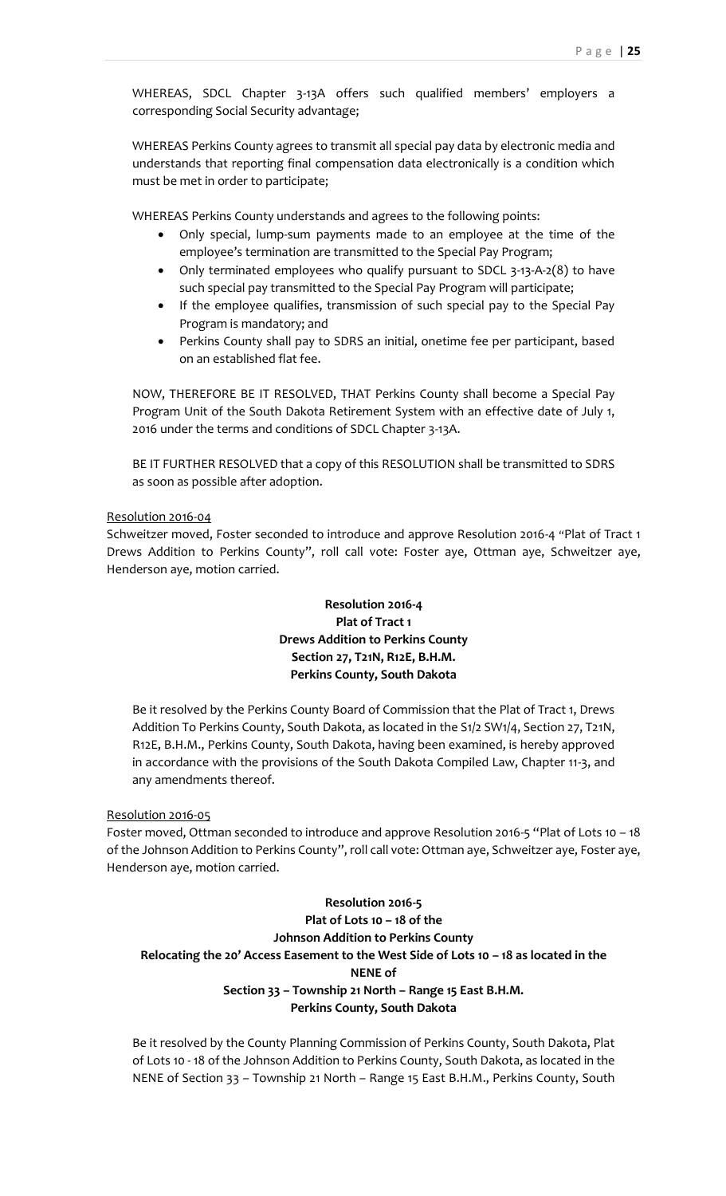WHEREAS, SDCL Chapter 3-13A offers such qualified members' employers a corresponding Social Security advantage;

WHEREAS Perkins County agrees to transmit all special pay data by electronic media and understands that reporting final compensation data electronically is a condition which must be met in order to participate;

WHEREAS Perkins County understands and agrees to the following points:

- Only special, lump-sum payments made to an employee at the time of the employee's termination are transmitted to the Special Pay Program;
- Only terminated employees who qualify pursuant to SDCL 3-13-A-2(8) to have such special pay transmitted to the Special Pay Program will participate;
- If the employee qualifies, transmission of such special pay to the Special Pay Program is mandatory; and
- Perkins County shall pay to SDRS an initial, onetime fee per participant, based on an established flat fee.

NOW, THEREFORE BE IT RESOLVED, THAT Perkins County shall become a Special Pay Program Unit of the South Dakota Retirement System with an effective date of July 1, 2016 under the terms and conditions of SDCL Chapter 3-13A.

BE IT FURTHER RESOLVED that a copy of this RESOLUTION shall be transmitted to SDRS as soon as possible after adoption.

Resolution 2016-04

Schweitzer moved, Foster seconded to introduce and approve Resolution 2016-4 "Plat of Tract 1 Drews Addition to Perkins County", roll call vote: Foster aye, Ottman aye, Schweitzer aye, Henderson aye, motion carried.

**Resolution 2016-4**
**Plat of Tract 1**
**Drews Addition to Perkins County**
**Section 27, T21N, R12E, B.H.M.**
**Perkins County, South Dakota**

Be it resolved by the Perkins County Board of Commission that the Plat of Tract 1, Drews Addition To Perkins County, South Dakota, as located in the S1/2 SW1/4, Section 27, T21N, R12E, B.H.M., Perkins County, South Dakota, having been examined, is hereby approved in accordance with the provisions of the South Dakota Compiled Law, Chapter 11-3, and any amendments thereof.

Resolution 2016-05

Foster moved, Ottman seconded to introduce and approve Resolution 2016-5 "Plat of Lots 10 – 18 of the Johnson Addition to Perkins County", roll call vote: Ottman aye, Schweitzer aye, Foster aye, Henderson aye, motion carried.

**Resolution 2016-5**
**Plat of Lots 10 – 18 of the**
**Johnson Addition to Perkins County**
**Relocating the 20' Access Easement to the West Side of Lots 10 – 18 as located in the NENE of**
**Section 33 – Township 21 North – Range 15 East B.H.M.**
**Perkins County, South Dakota**

Be it resolved by the County Planning Commission of Perkins County, South Dakota, Plat of Lots 10 - 18 of the Johnson Addition to Perkins County, South Dakota, as located in the NENE of Section 33 – Township 21 North – Range 15 East B.H.M., Perkins County, South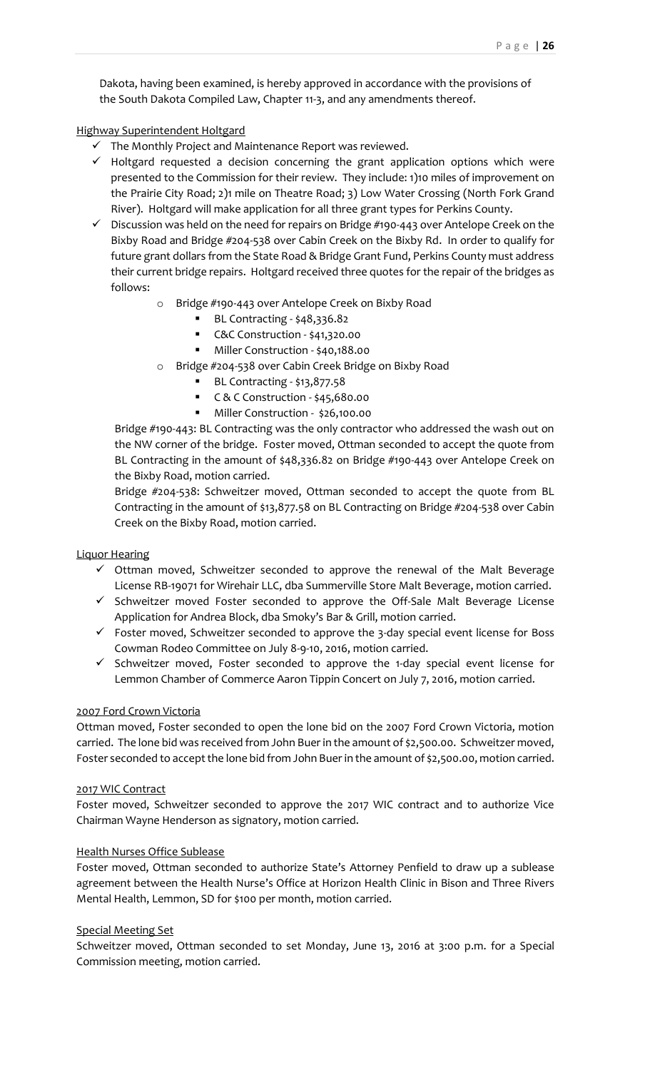Dakota, having been examined, is hereby approved in accordance with the provisions of the South Dakota Compiled Law, Chapter 11-3, and any amendments thereof.

<u>Highway Superintendent Holtgard</u>

- ✓ The Monthly Project and Maintenance Report was reviewed.
- ✓ Holtgard requested a decision concerning the grant application options which were presented to the Commission for their review. They include: 1)10 miles of improvement on the Prairie City Road; 2)1 mile on Theatre Road; 3) Low Water Crossing (North Fork Grand River). Holtgard will make application for all three grant types for Perkins County.
- ✓ Discussion was held on the need for repairs on Bridge #190-443 over Antelope Creek on the Bixby Road and Bridge #204-538 over Cabin Creek on the Bixby Rd. In order to qualify for future grant dollars from the State Road & Bridge Grant Fund, Perkins County must address their current bridge repairs. Holtgard received three quotes for the repair of the bridges as follows:
    - Bridge #190-443 over Antelope Creek on Bixby Road
        - BL Contracting - $48,336.82
        - C&C Construction - $41,320.00
        - Miller Construction - $40,188.00
    - Bridge #204-538 over Cabin Creek Bridge on Bixby Road
        - BL Contracting - $13,877.58
        - C & C Construction - $45,680.00
        - Miller Construction - $26,100.00

  Bridge #190-443: BL Contracting was the only contractor who addressed the wash out on the NW corner of the bridge. Foster moved, Ottman seconded to accept the quote from BL Contracting in the amount of $48,336.82 on Bridge #190-443 over Antelope Creek on the Bixby Road, motion carried.

  Bridge #204-538: Schweitzer moved, Ottman seconded to accept the quote from BL Contracting in the amount of $13,877.58 on BL Contracting on Bridge #204-538 over Cabin Creek on the Bixby Road, motion carried.

<u>Liquor Hearing</u>

- ✓ Ottman moved, Schweitzer seconded to approve the renewal of the Malt Beverage License RB-19071 for Wirehair LLC, dba Summerville Store Malt Beverage, motion carried.
- ✓ Schweitzer moved Foster seconded to approve the Off-Sale Malt Beverage License Application for Andrea Block, dba Smoky's Bar & Grill, motion carried.
- ✓ Foster moved, Schweitzer seconded to approve the 3-day special event license for Boss Cowman Rodeo Committee on July 8-9-10, 2016, motion carried.
- ✓ Schweitzer moved, Foster seconded to approve the 1-day special event license for Lemmon Chamber of Commerce Aaron Tippin Concert on July 7, 2016, motion carried.

<u>2007 Ford Crown Victoria</u>

Ottman moved, Foster seconded to open the lone bid on the 2007 Ford Crown Victoria, motion carried. The lone bid was received from John Buer in the amount of $2,500.00. Schweitzer moved, Foster seconded to accept the lone bid from John Buer in the amount of $2,500.00, motion carried.

<u>2017 WIC Contract</u>

Foster moved, Schweitzer seconded to approve the 2017 WIC contract and to authorize Vice Chairman Wayne Henderson as signatory, motion carried.

<u>Health Nurses Office Sublease</u>

Foster moved, Ottman seconded to authorize State's Attorney Penfield to draw up a sublease agreement between the Health Nurse's Office at Horizon Health Clinic in Bison and Three Rivers Mental Health, Lemmon, SD for $100 per month, motion carried.

<u>Special Meeting Set</u>

Schweitzer moved, Ottman seconded to set Monday, June 13, 2016 at 3:00 p.m. for a Special Commission meeting, motion carried.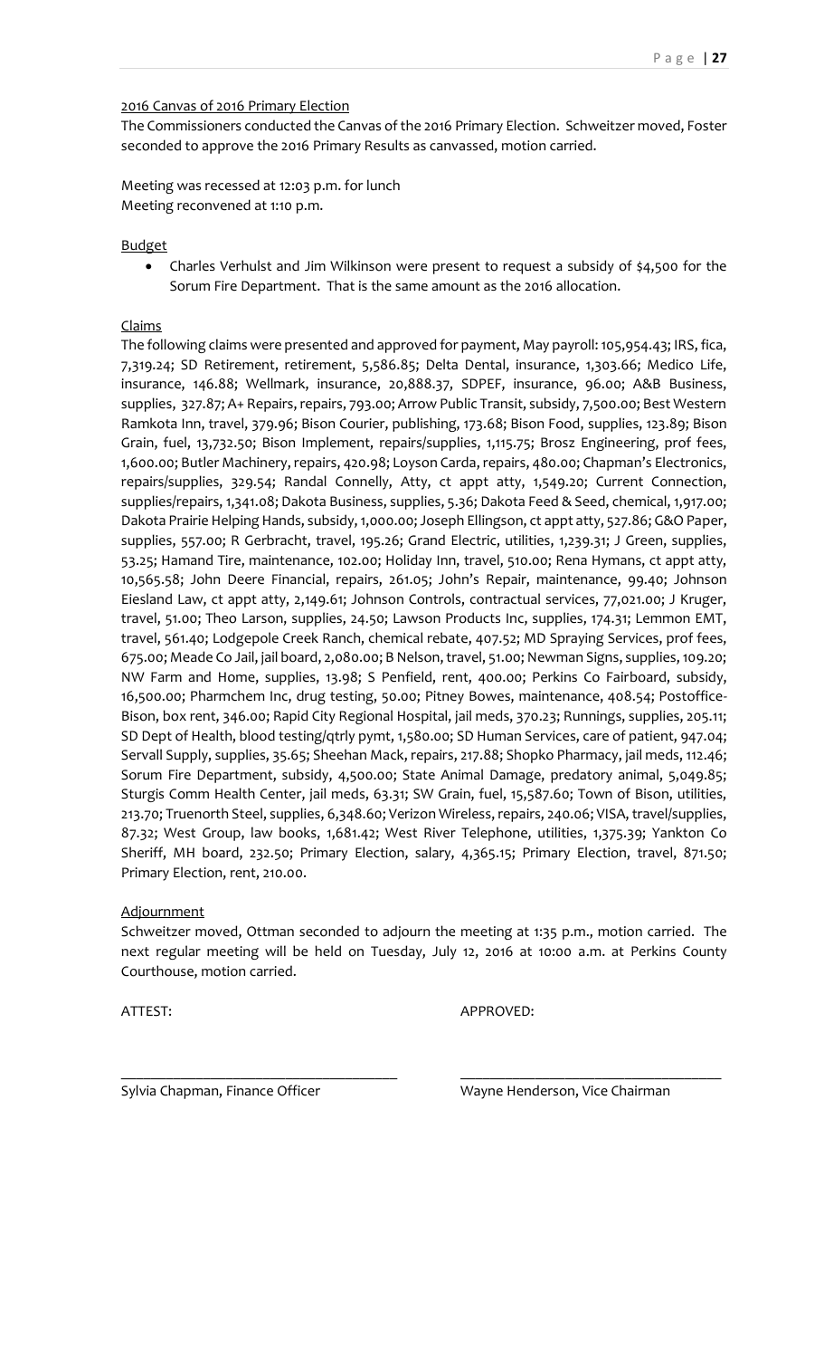2016 Canvas of 2016 Primary Election

The Commissioners conducted the Canvas of the 2016 Primary Election. Schweitzer moved, Foster seconded to approve the 2016 Primary Results as canvassed, motion carried.

Meeting was recessed at 12:03 p.m. for lunch
Meeting reconvened at 1:10 p.m.

Budget

- Charles Verhulst and Jim Wilkinson were present to request a subsidy of $4,500 for the Sorum Fire Department. That is the same amount as the 2016 allocation.

Claims

The following claims were presented and approved for payment, May payroll: 105,954.43; IRS, fica, 7,319.24; SD Retirement, retirement, 5,586.85; Delta Dental, insurance, 1,303.66; Medico Life, insurance, 146.88; Wellmark, insurance, 20,888.37, SDPEF, insurance, 96.00; A&B Business, supplies, 327.87; A+ Repairs, repairs, 793.00; Arrow Public Transit, subsidy, 7,500.00; Best Western Ramkota Inn, travel, 379.96; Bison Courier, publishing, 173.68; Bison Food, supplies, 123.89; Bison Grain, fuel, 13,732.50; Bison Implement, repairs/supplies, 1,115.75; Brosz Engineering, prof fees, 1,600.00; Butler Machinery, repairs, 420.98; Loyson Carda, repairs, 480.00; Chapman's Electronics, repairs/supplies, 329.54; Randal Connelly, Atty, ct appt atty, 1,549.20; Current Connection, supplies/repairs, 1,341.08; Dakota Business, supplies, 5.36; Dakota Feed & Seed, chemical, 1,917.00; Dakota Prairie Helping Hands, subsidy, 1,000.00; Joseph Ellingson, ct appt atty, 527.86; G&O Paper, supplies, 557.00; R Gerbracht, travel, 195.26; Grand Electric, utilities, 1,239.31; J Green, supplies, 53.25; Hamand Tire, maintenance, 102.00; Holiday Inn, travel, 510.00; Rena Hymans, ct appt atty, 10,565.58; John Deere Financial, repairs, 261.05; John's Repair, maintenance, 99.40; Johnson Eiesland Law, ct appt atty, 2,149.61; Johnson Controls, contractual services, 77,021.00; J Kruger, travel, 51.00; Theo Larson, supplies, 24.50; Lawson Products Inc, supplies, 174.31; Lemmon EMT, travel, 561.40; Lodgepole Creek Ranch, chemical rebate, 407.52; MD Spraying Services, prof fees, 675.00; Meade Co Jail, jail board, 2,080.00; B Nelson, travel, 51.00; Newman Signs, supplies, 109.20; NW Farm and Home, supplies, 13.98; S Penfield, rent, 400.00; Perkins Co Fairboard, subsidy, 16,500.00; Pharmchem Inc, drug testing, 50.00; Pitney Bowes, maintenance, 408.54; Postoffice-Bison, box rent, 346.00; Rapid City Regional Hospital, jail meds, 370.23; Runnings, supplies, 205.11; SD Dept of Health, blood testing/qtrly pymt, 1,580.00; SD Human Services, care of patient, 947.04; Servall Supply, supplies, 35.65; Sheehan Mack, repairs, 217.88; Shopko Pharmacy, jail meds, 112.46; Sorum Fire Department, subsidy, 4,500.00; State Animal Damage, predatory animal, 5,049.85; Sturgis Comm Health Center, jail meds, 63.31; SW Grain, fuel, 15,587.60; Town of Bison, utilities, 213.70; Truenorth Steel, supplies, 6,348.60; Verizon Wireless, repairs, 240.06; VISA, travel/supplies, 87.32; West Group, law books, 1,681.42; West River Telephone, utilities, 1,375.39; Yankton Co Sheriff, MH board, 232.50; Primary Election, salary, 4,365.15; Primary Election, travel, 871.50; Primary Election, rent, 210.00.

Adjournment

Schweitzer moved, Ottman seconded to adjourn the meeting at 1:35 p.m., motion carried. The next regular meeting will be held on Tuesday, July 12, 2016 at 10:00 a.m. at Perkins County Courthouse, motion carried.

ATTEST: APPROVED:

\_\_\_\_\_\_\_\_\_\_\_\_\_\_\_\_\_\_\_\_\_\_\_\_\_\_\_\_\_\_\_\_\_\_\_\_ \_\_\_\_\_\_\_\_\_\_\_\_\_\_\_\_\_\_\_\_\_\_\_\_\_\_\_\_\_\_\_\_\_\_\_\_

Sylvia Chapman, Finance Officer Wayne Henderson, Vice Chairman